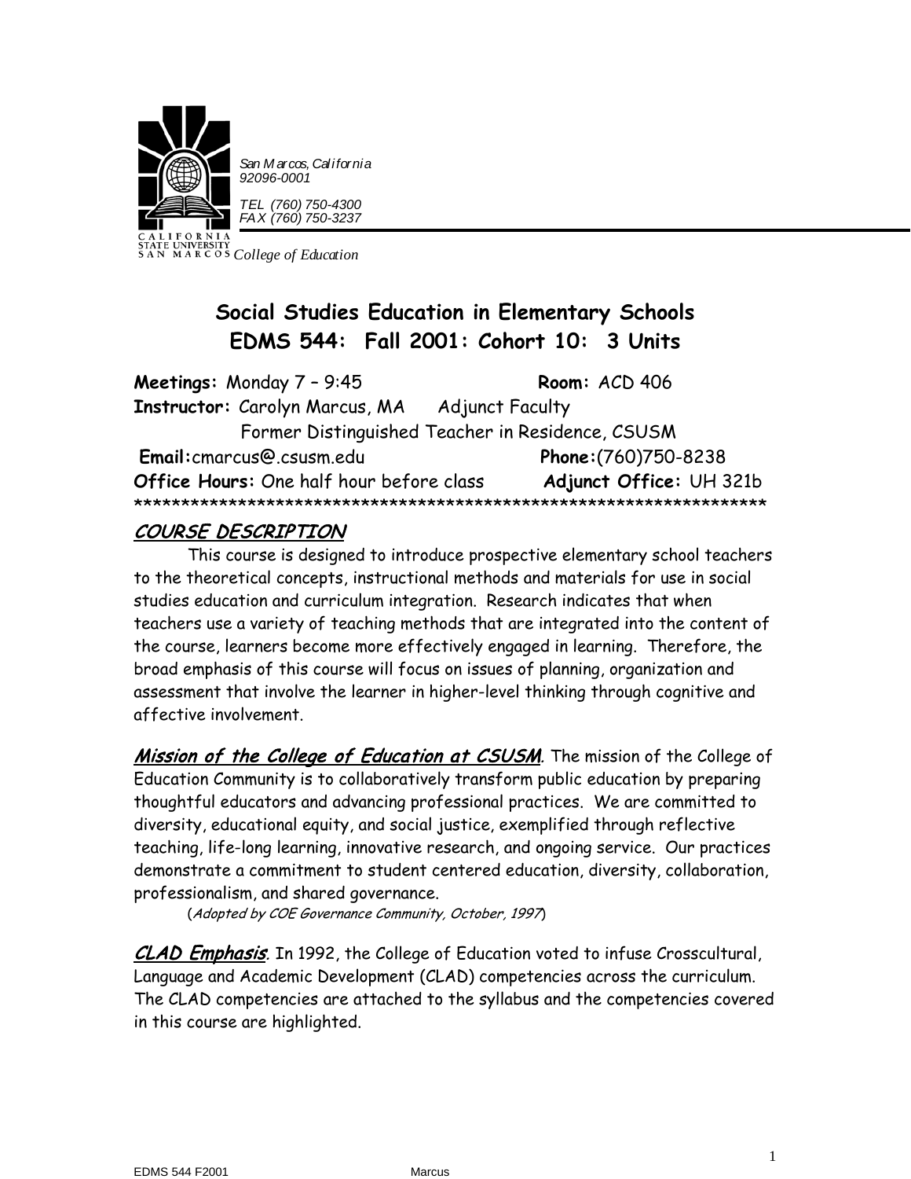San Marcos, California
92096-0001

TEL (760) 750-4300
FAX (760) 750-3237

CALIFORNIA STATE UNIVERSITY SAN MARCOS *College of Education*

# Social Studies Education in Elementary Schools
# EDMS 544: Fall 2001: Cohort 10: 3 Units

**Meetings:** Monday 7 – 9:45 **Room:** ACD 406
**Instructor:** Carolyn Marcus, MA Adjunct Faculty
Former Distinguished Teacher in Residence, CSUSM
**Email:**cmarcus@.csusm.edu **Phone:**(760)750-8238
**Office Hours:** One half hour before class **Adjunct Office:** UH 321b
*******************************************************************

## COURSE DESCRIPTION

This course is designed to introduce prospective elementary school teachers to the theoretical concepts, instructional methods and materials for use in social studies education and curriculum integration. Research indicates that when teachers use a variety of teaching methods that are integrated into the content of the course, learners become more effectively engaged in learning. Therefore, the broad emphasis of this course will focus on issues of planning, organization and assessment that involve the learner in higher-level thinking through cognitive and affective involvement.

***Mission of the College of Education at CSUSM***. The mission of the College of Education Community is to collaboratively transform public education by preparing thoughtful educators and advancing professional practices. We are committed to diversity, educational equity, and social justice, exemplified through reflective teaching, life-long learning, innovative research, and ongoing service. Our practices demonstrate a commitment to student centered education, diversity, collaboration, professionalism, and shared governance.
(*Adopted by COE Governance Community, October, 1997*)

***CLAD Emphasis***. In 1992, the College of Education voted to infuse Crosscultural, Language and Academic Development (CLAD) competencies across the curriculum. The CLAD competencies are attached to the syllabus and the competencies covered in this course are highlighted.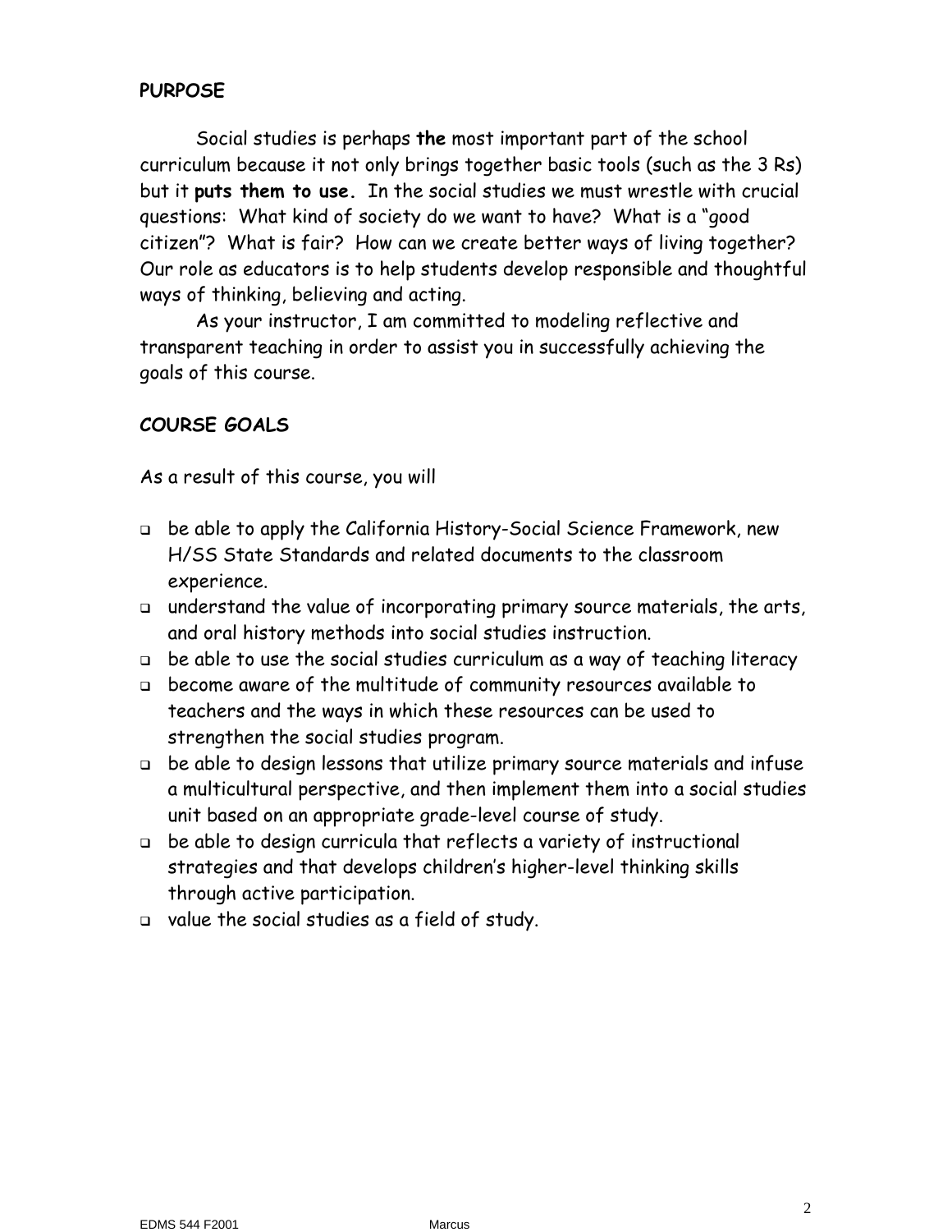## PURPOSE

Social studies is perhaps **the** most important part of the school curriculum because it not only brings together basic tools (such as the 3 Rs) but it **puts them to use.** In the social studies we must wrestle with crucial questions: What kind of society do we want to have? What is a "good citizen"? What is fair? How can we create better ways of living together? Our role as educators is to help students develop responsible and thoughtful ways of thinking, believing and acting.

As your instructor, I am committed to modeling reflective and transparent teaching in order to assist you in successfully achieving the goals of this course.

## COURSE GOALS

As a result of this course, you will

- be able to apply the California History-Social Science Framework, new H/SS State Standards and related documents to the classroom experience.
- understand the value of incorporating primary source materials, the arts, and oral history methods into social studies instruction.
- be able to use the social studies curriculum as a way of teaching literacy
- become aware of the multitude of community resources available to teachers and the ways in which these resources can be used to strengthen the social studies program.
- be able to design lessons that utilize primary source materials and infuse a multicultural perspective, and then implement them into a social studies unit based on an appropriate grade-level course of study.
- be able to design curricula that reflects a variety of instructional strategies and that develops children's higher-level thinking skills through active participation.
- value the social studies as a field of study.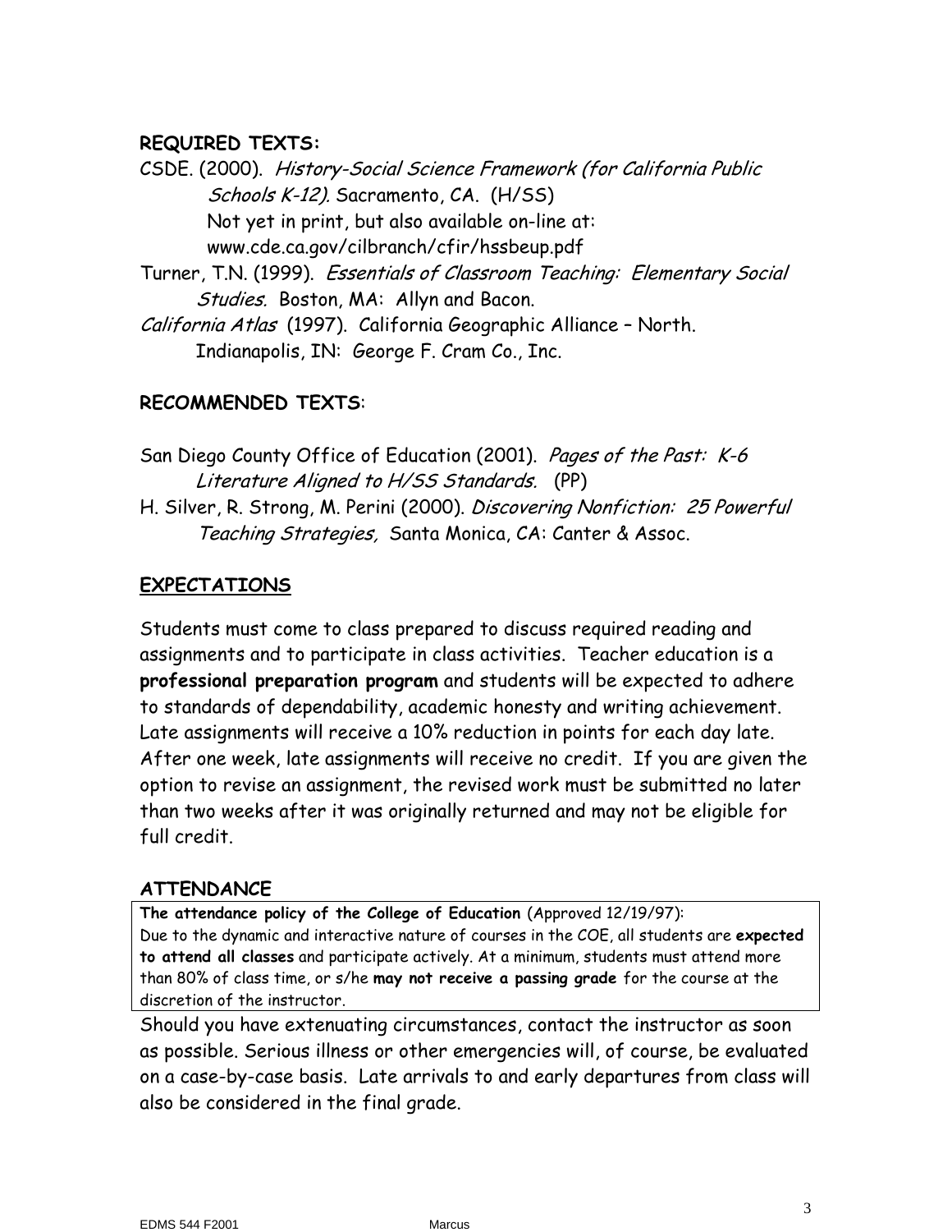**REQUIRED TEXTS:**

CSDE. (2000). *History-Social Science Framework (for California Public Schools K-12).* Sacramento, CA. (H/SS)
Not yet in print, but also available on-line at:
www.cde.ca.gov/cilbranch/cfir/hssbeup.pdf

Turner, T.N. (1999). *Essentials of Classroom Teaching: Elementary Social Studies.* Boston, MA: Allyn and Bacon.

*California Atlas* (1997). California Geographic Alliance – North. Indianapolis, IN: George F. Cram Co., Inc.

**RECOMMENDED TEXTS**:

San Diego County Office of Education (2001). *Pages of the Past: K-6 Literature Aligned to H/SS Standards.* (PP)

H. Silver, R. Strong, M. Perini (2000). *Discovering Nonfiction: 25 Powerful Teaching Strategies,* Santa Monica, CA: Canter & Assoc.

**EXPECTATIONS**

Students must come to class prepared to discuss required reading and assignments and to participate in class activities. Teacher education is a **professional preparation program** and students will be expected to adhere to standards of dependability, academic honesty and writing achievement. Late assignments will receive a 10% reduction in points for each day late. After one week, late assignments will receive no credit. If you are given the option to revise an assignment, the revised work must be submitted no later than two weeks after it was originally returned and may not be eligible for full credit.

**ATTENDANCE**

**The attendance policy of the College of Education** (Approved 12/19/97): Due to the dynamic and interactive nature of courses in the COE, all students are **expected to attend all classes** and participate actively. At a minimum, students must attend more than 80% of class time, or s/he **may not receive a passing grade** for the course at the discretion of the instructor.

Should you have extenuating circumstances, contact the instructor as soon as possible. Serious illness or other emergencies will, of course, be evaluated on a case-by-case basis. Late arrivals to and early departures from class will also be considered in the final grade.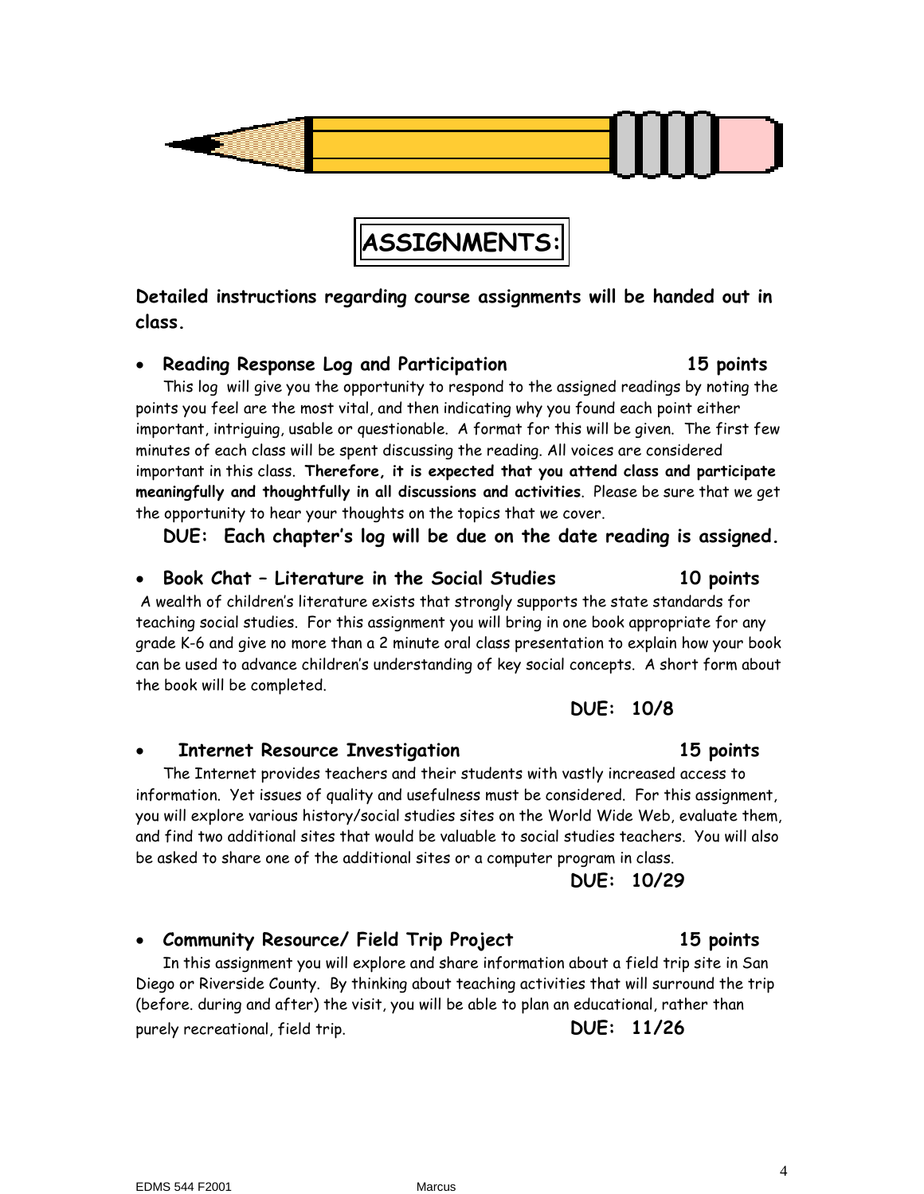# ASSIGNMENTS:

**Detailed instructions regarding course assignments will be handed out in class.**

- **Reading Response Log and Participation — 15 points**

  This log will give you the opportunity to respond to the assigned readings by noting the points you feel are the most vital, and then indicating why you found each point either important, intriguing, usable or questionable. A format for this will be given. The first few minutes of each class will be spent discussing the reading. All voices are considered important in this class. **Therefore, it is expected that you attend class and participate meaningfully and thoughtfully in all discussions and activities**. Please be sure that we get the opportunity to hear your thoughts on the topics that we cover.

  **DUE: Each chapter's log will be due on the date reading is assigned.**

- **Book Chat – Literature in the Social Studies — 10 points**

  A wealth of children's literature exists that strongly supports the state standards for teaching social studies. For this assignment you will bring in one book appropriate for any grade K-6 and give no more than a 2 minute oral class presentation to explain how your book can be used to advance children's understanding of key social concepts. A short form about the book will be completed.

  **DUE: 10/8**

- **Internet Resource Investigation — 15 points**

  The Internet provides teachers and their students with vastly increased access to information. Yet issues of quality and usefulness must be considered. For this assignment, you will explore various history/social studies sites on the World Wide Web, evaluate them, and find two additional sites that would be valuable to social studies teachers. You will also be asked to share one of the additional sites or a computer program in class.

  **DUE: 10/29**

- **Community Resource/ Field Trip Project — 15 points**

  In this assignment you will explore and share information about a field trip site in San Diego or Riverside County. By thinking about teaching activities that will surround the trip (before. during and after) the visit, you will be able to plan an educational, rather than purely recreational, field trip.

  **DUE: 11/26**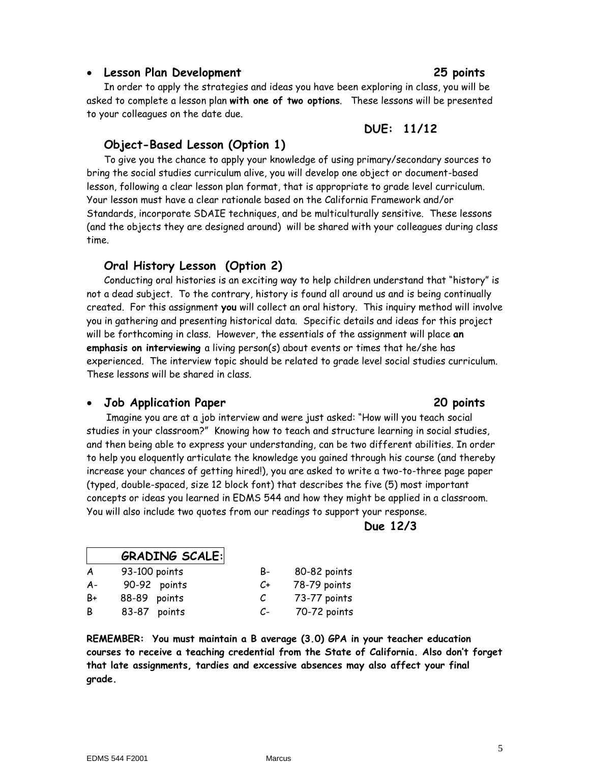- **Lesson Plan Development** **25 points**

In order to apply the strategies and ideas you have been exploring in class, you will be asked to complete a lesson plan **with one of two options**. These lessons will be presented to your colleagues on the date due.

**DUE: 11/12**

### Object-Based Lesson (Option 1)

To give you the chance to apply your knowledge of using primary/secondary sources to bring the social studies curriculum alive, you will develop one object or document-based lesson, following a clear lesson plan format, that is appropriate to grade level curriculum. Your lesson must have a clear rationale based on the California Framework and/or Standards, incorporate SDAIE techniques, and be multiculturally sensitive. These lessons (and the objects they are designed around) will be shared with your colleagues during class time.

### Oral History Lesson (Option 2)

Conducting oral histories is an exciting way to help children understand that "history" is not a dead subject. To the contrary, history is found all around us and is being continually created. For this assignment **you** will collect an oral history. This inquiry method will involve you in gathering and presenting historical data. Specific details and ideas for this project will be forthcoming in class. However, the essentials of the assignment will place **an emphasis on interviewing** a living person(s) about events or times that he/she has experienced. The interview topic should be related to grade level social studies curriculum. These lessons will be shared in class.

- **Job Application Paper** **20 points**

Imagine you are at a job interview and were just asked: "How will you teach social studies in your classroom?" Knowing how to teach and structure learning in social studies, and then being able to express your understanding, can be two different abilities. In order to help you eloquently articulate the knowledge you gained through his course (and thereby increase your chances of getting hired!), you are asked to write a two-to-three page paper (typed, double-spaced, size 12 block font) that describes the five (5) most important concepts or ideas you learned in EDMS 544 and how they might be applied in a classroom. You will also include two quotes from our readings to support your response.

**Due 12/3**

**GRADING SCALE:**

| | | | |
|---|---|---|---|
| A | 93-100 points | B- | 80-82 points |
| A- | 90-92 points | C+ | 78-79 points |
| B+ | 88-89 points | C | 73-77 points |
| B | 83-87 points | C- | 70-72 points |

**REMEMBER: You must maintain a B average (3.0) GPA in your teacher education courses to receive a teaching credential from the State of California. Also don't forget that late assignments, tardies and excessive absences may also affect your final grade.**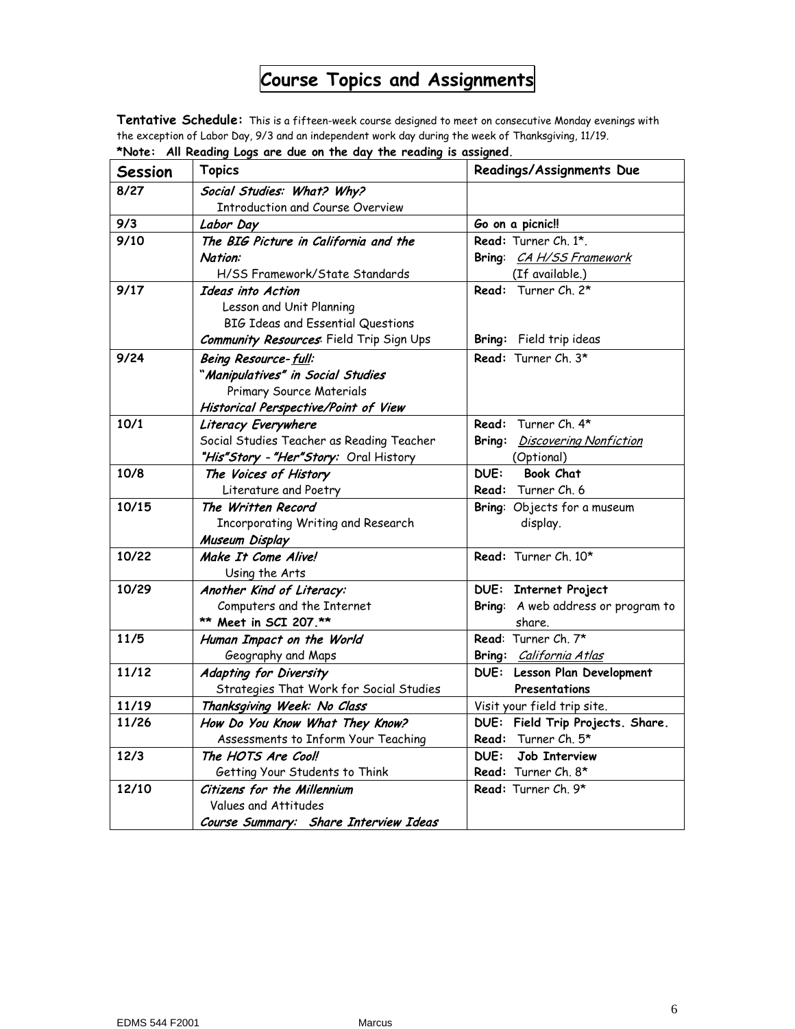# Course Topics and Assignments

**Tentative Schedule:** This is a fifteen-week course designed to meet on consecutive Monday evenings with the exception of Labor Day, 9/3 and an independent work day during the week of Thanksgiving, 11/19.

***Note: All Reading Logs are due on the day the reading is assigned.**

| Session | Topics | Readings/Assignments Due |
|---|---|---|
| 8/27 | *Social Studies: What? Why?*<br>Introduction and Course Overview | |
| 9/3 | *Labor Day* | **Go on a picnic!!** |
| 9/10 | *The BIG Picture in California and the Nation:*<br>H/SS Framework/State Standards | **Read:** Turner Ch. 1*.<br>**Bring**: *CA H/SS Framework* (If available.) |
| 9/17 | *Ideas into Action*<br>Lesson and Unit Planning<br>BIG Ideas and Essential Questions<br>***Community Resources***: Field Trip Sign Ups | **Read:** Turner Ch. 2*<br><br><br>**Bring:** Field trip ideas |
| 9/24 | *Being Resource-full:*<br>*"Manipulatives" in Social Studies*<br>Primary Source Materials<br>*Historical Perspective/Point of View* | **Read:** Turner Ch. 3* |
| 10/1 | *Literacy Everywhere*<br>Social Studies Teacher as Reading Teacher<br>*"His"Story - "Her"Story:* Oral History | **Read:** Turner Ch. 4*<br>**Bring:** *Discovering Nonfiction* (Optional) |
| 10/8 | *The Voices of History*<br>Literature and Poetry | **DUE: Book Chat**<br>**Read:** Turner Ch. 6 |
| 10/15 | *The Written Record*<br>Incorporating Writing and Research<br>*Museum Display* | **Bring**: Objects for a museum display. |
| 10/22 | *Make It Come Alive!*<br>Using the Arts | **Read:** Turner Ch. 10* |
| 10/29 | *Another Kind of Literacy:*<br>Computers and the Internet<br>**** Meet in SCI 207.**** | **DUE: Internet Project**<br>**Bring**: A web address or program to share. |
| 11/5 | *Human Impact on the World*<br>Geography and Maps | **Read**: Turner Ch. 7*<br>**Bring:** *California Atlas* |
| 11/12 | *Adapting for Diversity*<br>Strategies That Work for Social Studies | **DUE: Lesson Plan Development Presentations** |
| 11/19 | *Thanksgiving Week: No Class* | Visit your field trip site. |
| 11/26 | *How Do You Know What They Know?*<br>Assessments to Inform Your Teaching | **DUE: Field Trip Projects. Share.**<br>**Read:** Turner Ch. 5* |
| 12/3 | *The HOTS Are Cool!*<br>Getting Your Students to Think | **DUE: Job Interview**<br>**Read:** Turner Ch. 8* |
| 12/10 | *Citizens for the Millennium*<br>Values and Attitudes<br>*Course Summary: Share Interview Ideas* | **Read:** Turner Ch. 9* |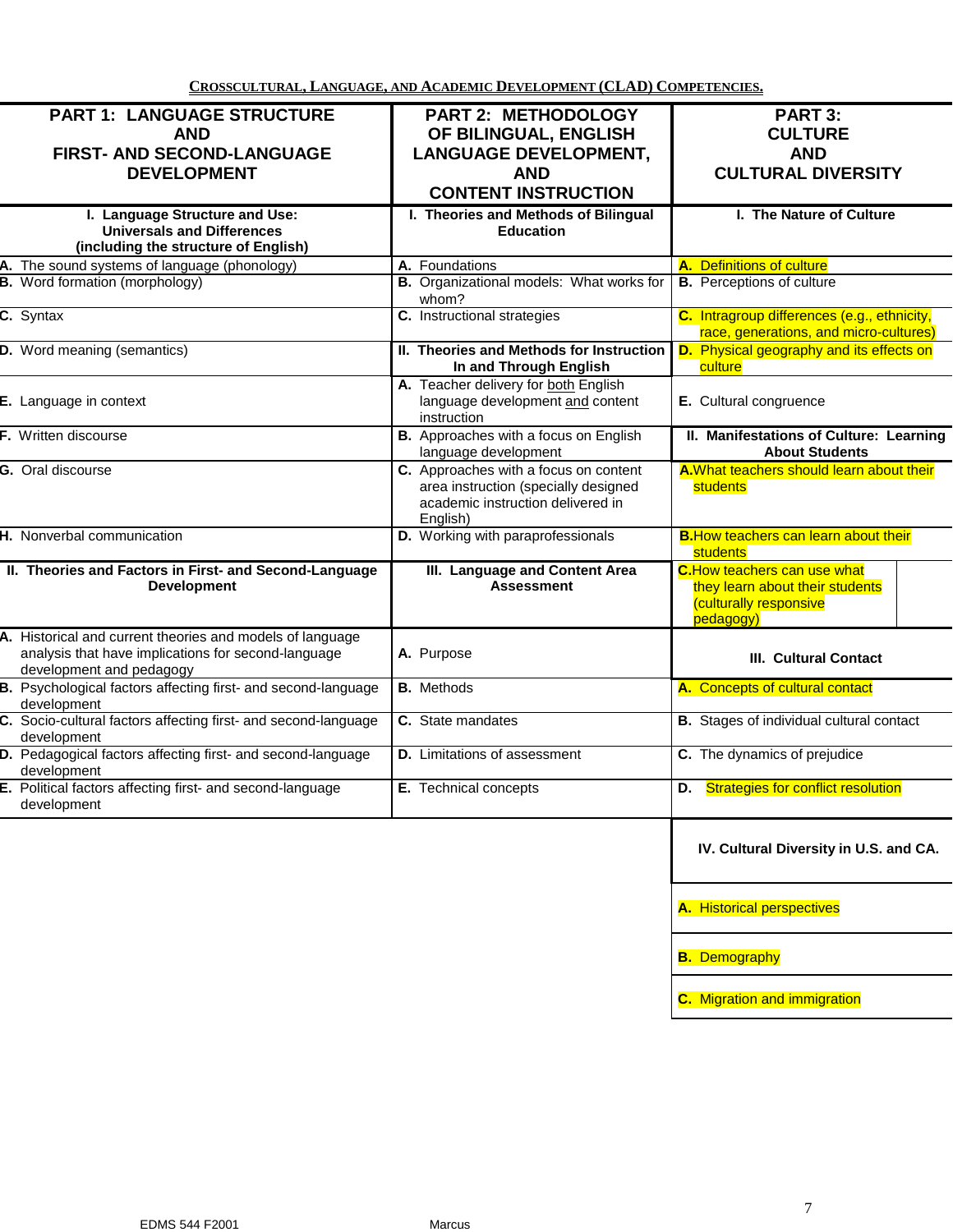**CROSSCULTURAL, LANGUAGE, AND ACADEMIC DEVELOPMENT (CLAD) COMPETENCIES.**

| PART 1: LANGUAGE STRUCTURE AND FIRST- AND SECOND-LANGUAGE DEVELOPMENT | PART 2: METHODOLOGY OF BILINGUAL, ENGLISH LANGUAGE DEVELOPMENT, AND CONTENT INSTRUCTION | PART 3: CULTURE AND CULTURAL DIVERSITY |
|---|---|---|
| **I. Language Structure and Use: Universals and Differences (including the structure of English)** | **I. Theories and Methods of Bilingual Education** | **I. The Nature of Culture** |
| **A.** The sound systems of language (phonology) | **A.** Foundations | **A.** Definitions of culture |
| **B.** Word formation (morphology) | **B.** Organizational models: What works for whom? | **B.** Perceptions of culture |
| **C.** Syntax | **C.** Instructional strategies | **C.** Intragroup differences (e.g., ethnicity, race, generations, and micro-cultures) |
| **D.** Word meaning (semantics) | **II. Theories and Methods for Instruction In and Through English** | **D.** Physical geography and its effects on culture |
| **E.** Language in context | **A.** Teacher delivery for both English language development and content instruction | **E.** Cultural congruence |
| **F.** Written discourse | **B.** Approaches with a focus on English language development | **II. Manifestations of Culture: Learning About Students** |
| **G.** Oral discourse | **C.** Approaches with a focus on content area instruction (specially designed academic instruction delivered in English) | **A.** What teachers should learn about their students |
| **H.** Nonverbal communication | **D.** Working with paraprofessionals | **B.** How teachers can learn about their students |
| **II. Theories and Factors in First- and Second-Language Development** | **III. Language and Content Area Assessment** | **C.** How teachers can use what they learn about their students (culturally responsive pedagogy) |
| **A.** Historical and current theories and models of language analysis that have implications for second-language development and pedagogy | **A.** Purpose | **III. Cultural Contact** |
| **B.** Psychological factors affecting first- and second-language development | **B.** Methods | **A.** Concepts of cultural contact |
| **C.** Socio-cultural factors affecting first- and second-language development | **C.** State mandates | **B.** Stages of individual cultural contact |
| **D.** Pedagogical factors affecting first- and second-language development | **D.** Limitations of assessment | **C.** The dynamics of prejudice |
| **E.** Political factors affecting first- and second-language development | **E.** Technical concepts | **D.** Strategies for conflict resolution |
| | | **IV. Cultural Diversity in U.S. and CA.** |
| | | **A.** Historical perspectives |
| | | **B.** Demography |
| | | **C.** Migration and immigration |